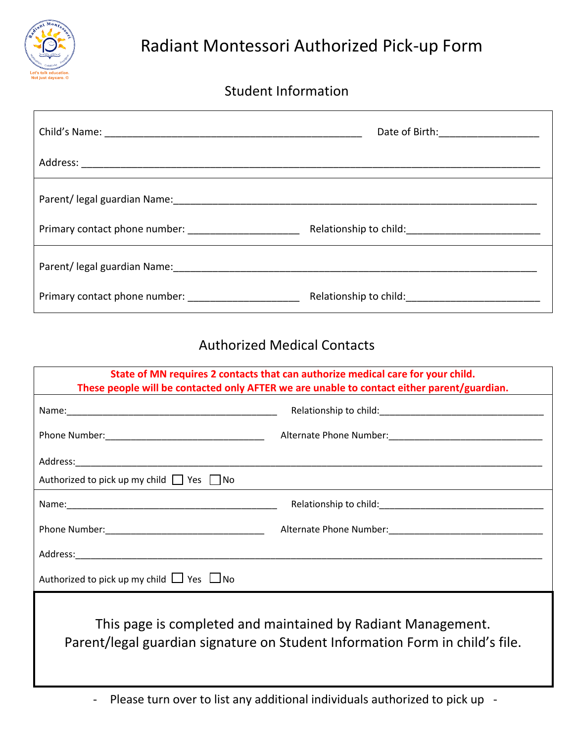# Radiant Montessori Authorized Pick-up Form

## Student Information

Child's Name: ________________________________________________ Date of Birth:__________________

Address: ______________________________________________________________________________________

Parent/ legal guardian Name:__________________________________________________________________

Primary contact phone number: ____________________ Relationship to child:________________________

Parent/ legal guardian Name:__________________________________________________________________

Primary contact phone number: ____________________ Relationship to child:________________________

## Authorized Medical Contacts

**State of MN requires 2 contacts that can authorize medical care for your child.**
**These people will be contacted only AFTER we are unable to contact either parent/guardian.**

Name:_______________________________________ Relationship to child:______________________________

Phone Number:______________________________ Alternate Phone Number:_____________________________

Address:______________________________________________________________________________________

Authorized to pick up my child ☐ Yes ☐ No

Name:_______________________________________ Relationship to child:______________________________

Phone Number:______________________________ Alternate Phone Number:_____________________________

Address:______________________________________________________________________________________

Authorized to pick up my child ☐ Yes ☐ No

This page is completed and maintained by Radiant Management.
Parent/legal guardian signature on Student Information Form in child's file.

\- Please turn over to list any additional individuals authorized to pick up -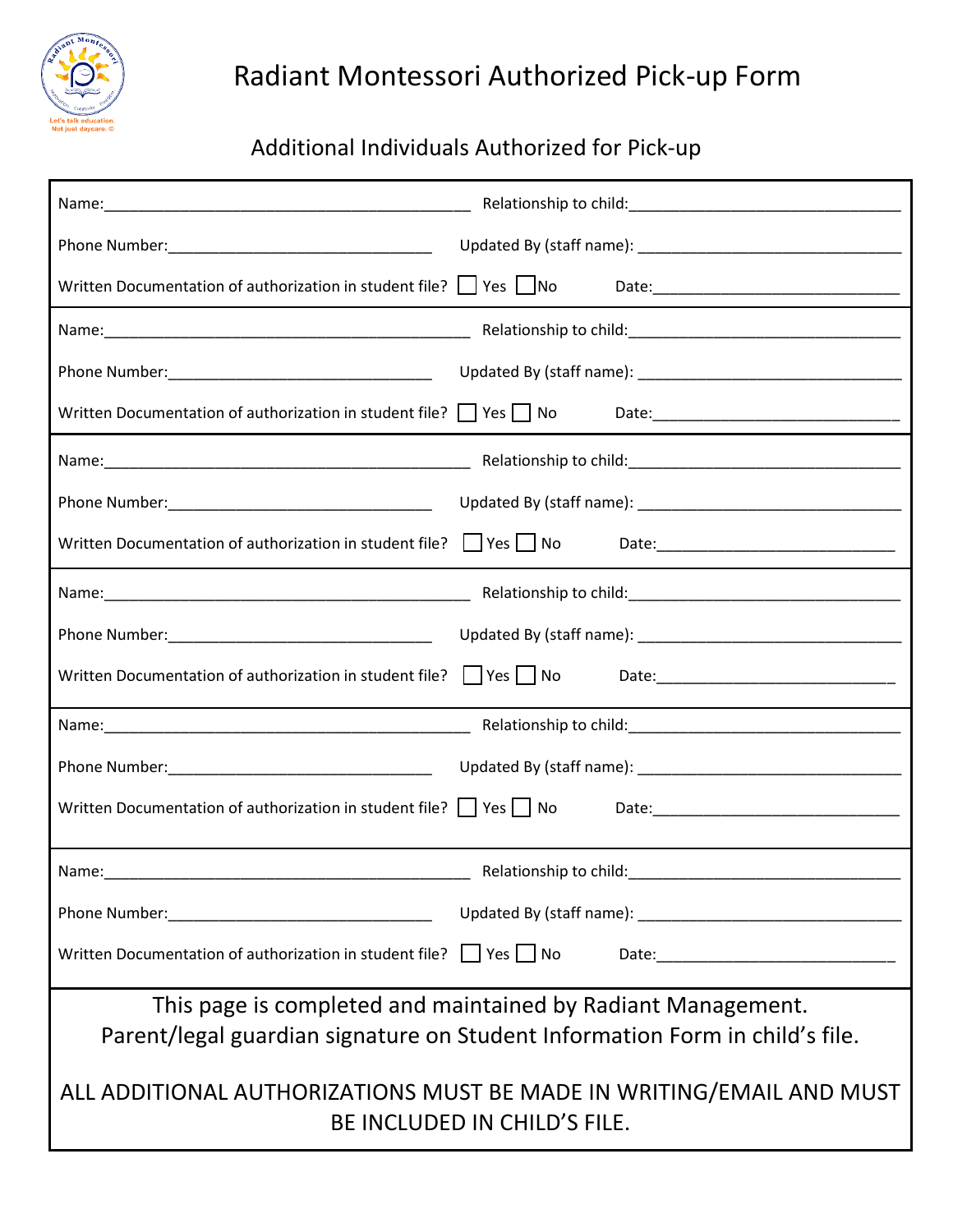# Radiant Montessori Authorized Pick-up Form

## Additional Individuals Authorized for Pick-up

Name:_____________________________________________ Relationship to child:_________________________________

Phone Number:________________________________ Updated By (staff name): ________________________________

Written Documentation of authorization in student file? ☐ Yes ☐ No Date:______________________________

---

Name:_____________________________________________ Relationship to child:_________________________________

Phone Number:________________________________ Updated By (staff name): ________________________________

Written Documentation of authorization in student file? ☐ Yes ☐ No Date:______________________________

---

Name:_____________________________________________ Relationship to child:_________________________________

Phone Number:________________________________ Updated By (staff name): ________________________________

Written Documentation of authorization in student file? ☐ Yes ☐ No Date:______________________________

---

Name:_____________________________________________ Relationship to child:_________________________________

Phone Number:________________________________ Updated By (staff name): ________________________________

Written Documentation of authorization in student file? ☐ Yes ☐ No Date:______________________________

---

Name:_____________________________________________ Relationship to child:_________________________________

Phone Number:________________________________ Updated By (staff name): ________________________________

Written Documentation of authorization in student file? ☐ Yes ☐ No Date:______________________________

---

Name:_____________________________________________ Relationship to child:_________________________________

Phone Number:________________________________ Updated By (staff name): ________________________________

Written Documentation of authorization in student file? ☐ Yes ☐ No Date:______________________________

---

This page is completed and maintained by Radiant Management.
Parent/legal guardian signature on Student Information Form in child's file.

ALL ADDITIONAL AUTHORIZATIONS MUST BE MADE IN WRITING/EMAIL AND MUST BE INCLUDED IN CHILD'S FILE.